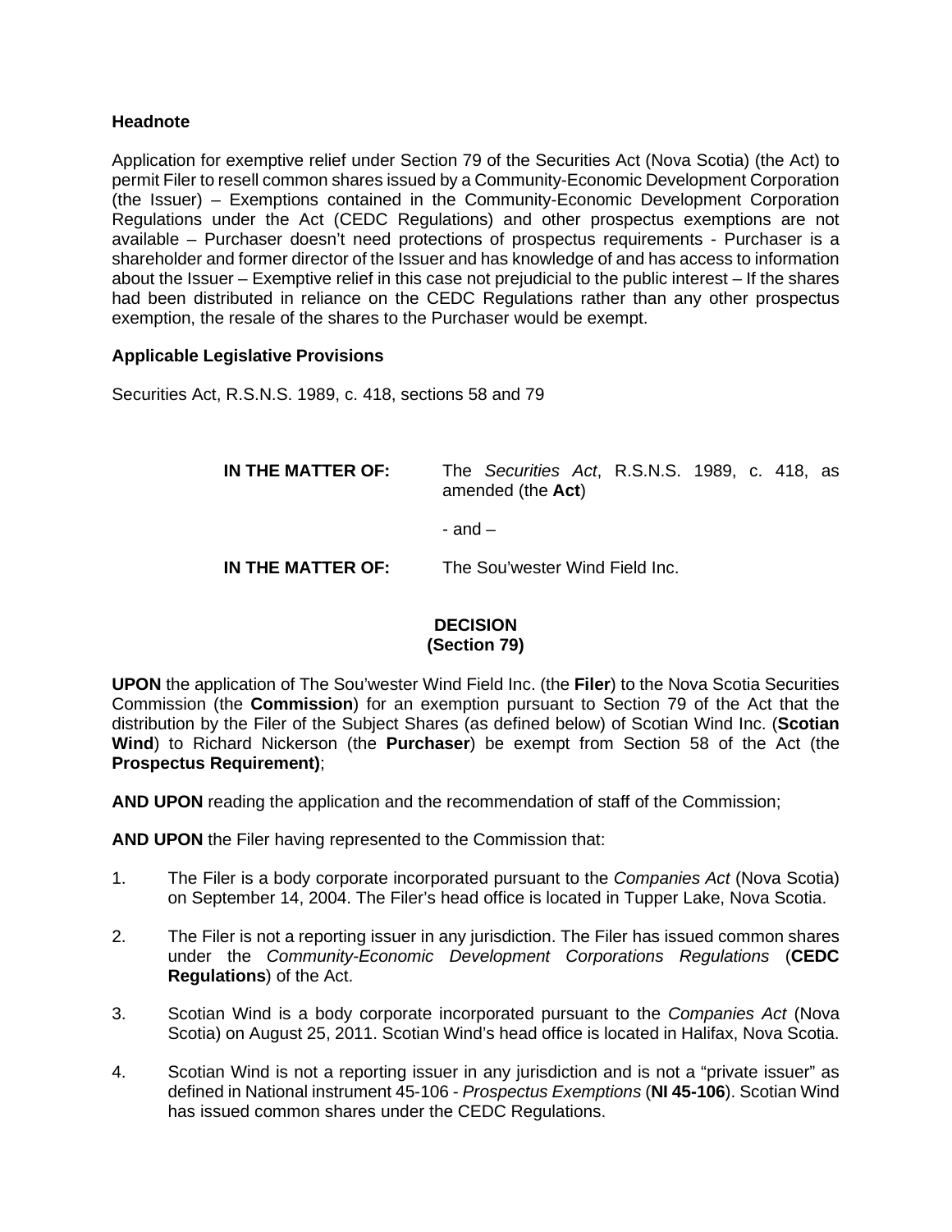**Headnote**

Application for exemptive relief under Section 79 of the Securities Act (Nova Scotia) (the Act) to permit Filer to resell common shares issued by a Community-Economic Development Corporation (the Issuer) – Exemptions contained in the Community-Economic Development Corporation Regulations under the Act (CEDC Regulations) and other prospectus exemptions are not available – Purchaser doesn't need protections of prospectus requirements - Purchaser is a shareholder and former director of the Issuer and has knowledge of and has access to information about the Issuer – Exemptive relief in this case not prejudicial to the public interest – If the shares had been distributed in reliance on the CEDC Regulations rather than any other prospectus exemption, the resale of the shares to the Purchaser would be exempt.

**Applicable Legislative Provisions**

Securities Act, R.S.N.S. 1989, c. 418, sections 58 and 79

| | |
|---|---|
| **IN THE MATTER OF:** | The *Securities Act*, R.S.N.S. 1989, c. 418, as amended (the **Act**) |
| | - and – |
| **IN THE MATTER OF:** | The Sou'wester Wind Field Inc. |

**DECISION**
**(Section 79)**

**UPON** the application of The Sou'wester Wind Field Inc. (the **Filer**) to the Nova Scotia Securities Commission (the **Commission**) for an exemption pursuant to Section 79 of the Act that the distribution by the Filer of the Subject Shares (as defined below) of Scotian Wind Inc. (**Scotian Wind**) to Richard Nickerson (the **Purchaser**) be exempt from Section 58 of the Act (the **Prospectus Requirement)**;

**AND UPON** reading the application and the recommendation of staff of the Commission;

**AND UPON** the Filer having represented to the Commission that:

1. The Filer is a body corporate incorporated pursuant to the *Companies Act* (Nova Scotia) on September 14, 2004. The Filer's head office is located in Tupper Lake, Nova Scotia.

2. The Filer is not a reporting issuer in any jurisdiction. The Filer has issued common shares under the *Community-Economic Development Corporations Regulations* (**CEDC Regulations**) of the Act.

3. Scotian Wind is a body corporate incorporated pursuant to the *Companies Act* (Nova Scotia) on August 25, 2011. Scotian Wind's head office is located in Halifax, Nova Scotia.

4. Scotian Wind is not a reporting issuer in any jurisdiction and is not a "private issuer" as defined in National instrument 45-106 - *Prospectus Exemptions* (**NI 45-106**). Scotian Wind has issued common shares under the CEDC Regulations.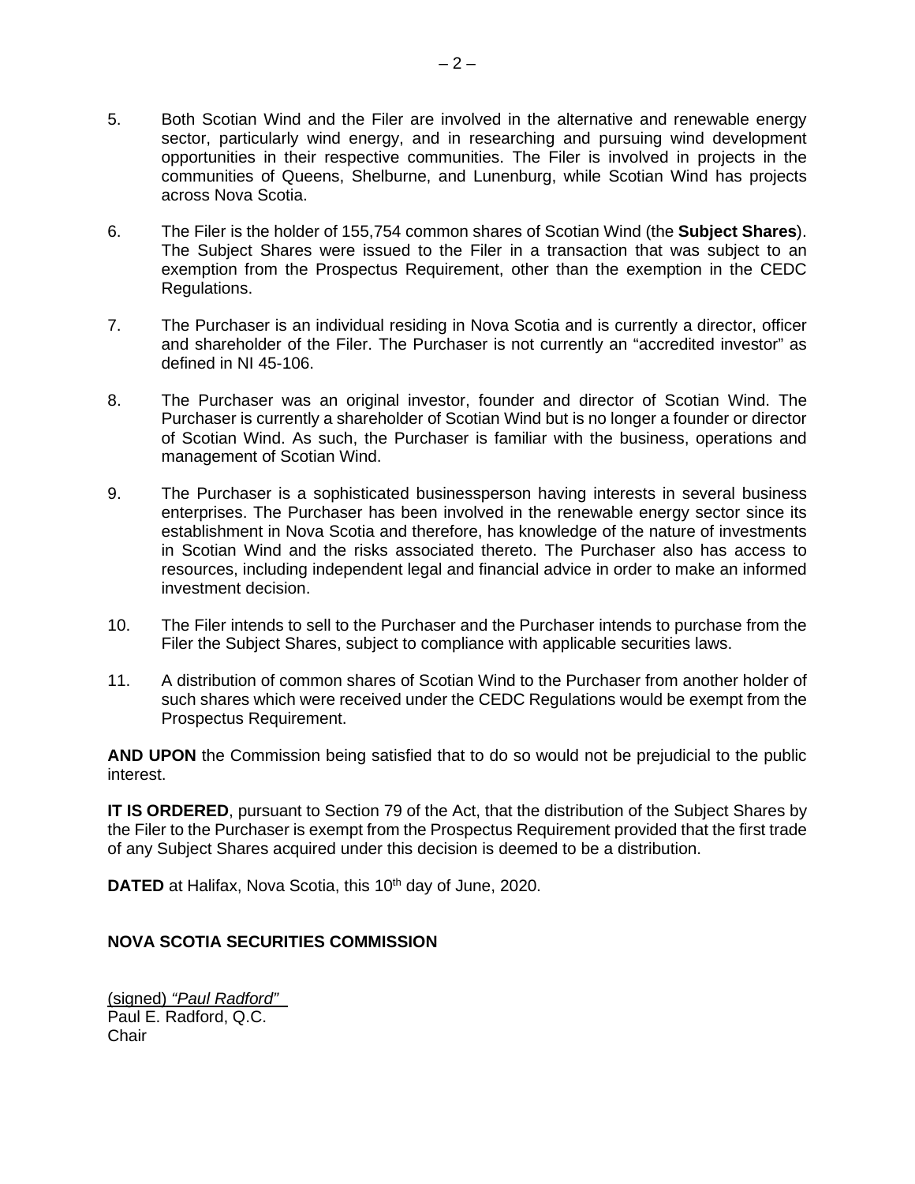5. Both Scotian Wind and the Filer are involved in the alternative and renewable energy sector, particularly wind energy, and in researching and pursuing wind development opportunities in their respective communities. The Filer is involved in projects in the communities of Queens, Shelburne, and Lunenburg, while Scotian Wind has projects across Nova Scotia.

6. The Filer is the holder of 155,754 common shares of Scotian Wind (the **Subject Shares**). The Subject Shares were issued to the Filer in a transaction that was subject to an exemption from the Prospectus Requirement, other than the exemption in the CEDC Regulations.

7. The Purchaser is an individual residing in Nova Scotia and is currently a director, officer and shareholder of the Filer. The Purchaser is not currently an "accredited investor" as defined in NI 45-106.

8. The Purchaser was an original investor, founder and director of Scotian Wind. The Purchaser is currently a shareholder of Scotian Wind but is no longer a founder or director of Scotian Wind. As such, the Purchaser is familiar with the business, operations and management of Scotian Wind.

9. The Purchaser is a sophisticated businessperson having interests in several business enterprises. The Purchaser has been involved in the renewable energy sector since its establishment in Nova Scotia and therefore, has knowledge of the nature of investments in Scotian Wind and the risks associated thereto. The Purchaser also has access to resources, including independent legal and financial advice in order to make an informed investment decision.

10. The Filer intends to sell to the Purchaser and the Purchaser intends to purchase from the Filer the Subject Shares, subject to compliance with applicable securities laws.

11. A distribution of common shares of Scotian Wind to the Purchaser from another holder of such shares which were received under the CEDC Regulations would be exempt from the Prospectus Requirement.

**AND UPON** the Commission being satisfied that to do so would not be prejudicial to the public interest.

**IT IS ORDERED**, pursuant to Section 79 of the Act, that the distribution of the Subject Shares by the Filer to the Purchaser is exempt from the Prospectus Requirement provided that the first trade of any Subject Shares acquired under this decision is deemed to be a distribution.

**DATED** at Halifax, Nova Scotia, this 10th day of June, 2020.

**NOVA SCOTIA SECURITIES COMMISSION**

(signed) *"Paul Radford"*
Paul E. Radford, Q.C.
Chair